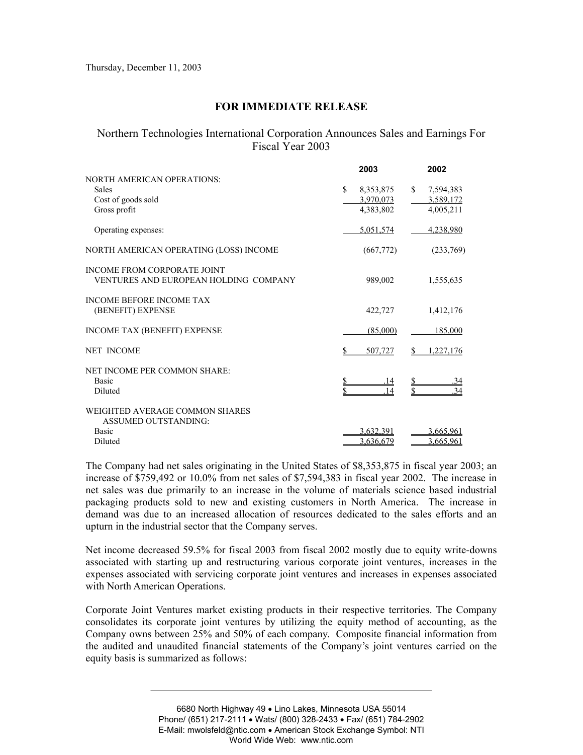Thursday, December 11, 2003

## FOR IMMEDIATE RELEASE

### Northern Technologies International Corporation Announces Sales and Earnings For Fiscal Year 2003

| | 2003 | 2002 |
|---|---|---|
| NORTH AMERICAN OPERATIONS: | | |
| Sales | $ 8,353,875 | $ 7,594,383 |
| Cost of goods sold | 3,970,073 | 3,589,172 |
| Gross profit | 4,383,802 | 4,005,211 |
| Operating expenses: | 5,051,574 | 4,238,980 |
| NORTH AMERICAN OPERATING (LOSS) INCOME | (667,772) | (233,769) |
| INCOME FROM CORPORATE JOINT VENTURES AND EUROPEAN HOLDING COMPANY | 989,002 | 1,555,635 |
| INCOME BEFORE INCOME TAX (BENEFIT) EXPENSE | 422,727 | 1,412,176 |
| INCOME TAX (BENEFIT) EXPENSE | (85,000) | 185,000 |
| NET INCOME | $ 507,727 | $ 1,227,176 |
| NET INCOME PER COMMON SHARE: | | |
| Basic | $ .14 | $ .34 |
| Diluted | $ .14 | $ .34 |
| WEIGHTED AVERAGE COMMON SHARES ASSUMED OUTSTANDING: | | |
| Basic | 3,632,391 | 3,665,961 |
| Diluted | 3,636,679 | 3,665,961 |

The Company had net sales originating in the United States of $8,353,875 in fiscal year 2003; an increase of $759,492 or 10.0% from net sales of $7,594,383 in fiscal year 2002. The increase in net sales was due primarily to an increase in the volume of materials science based industrial packaging products sold to new and existing customers in North America. The increase in demand was due to an increased allocation of resources dedicated to the sales efforts and an upturn in the industrial sector that the Company serves.

Net income decreased 59.5% for fiscal 2003 from fiscal 2002 mostly due to equity write-downs associated with starting up and restructuring various corporate joint ventures, increases in the expenses associated with servicing corporate joint ventures and increases in expenses associated with North American Operations.

Corporate Joint Ventures market existing products in their respective territories. The Company consolidates its corporate joint ventures by utilizing the equity method of accounting, as the Company owns between 25% and 50% of each company. Composite financial information from the audited and unaudited financial statements of the Company's joint ventures carried on the equity basis is summarized as follows:

6680 North Highway 49 • Lino Lakes, Minnesota USA 55014
Phone/ (651) 217-2111 • Wats/ (800) 328-2433 • Fax/ (651) 784-2902
E-Mail: mwolsfeld@ntic.com • American Stock Exchange Symbol: NTI
World Wide Web: www.ntic.com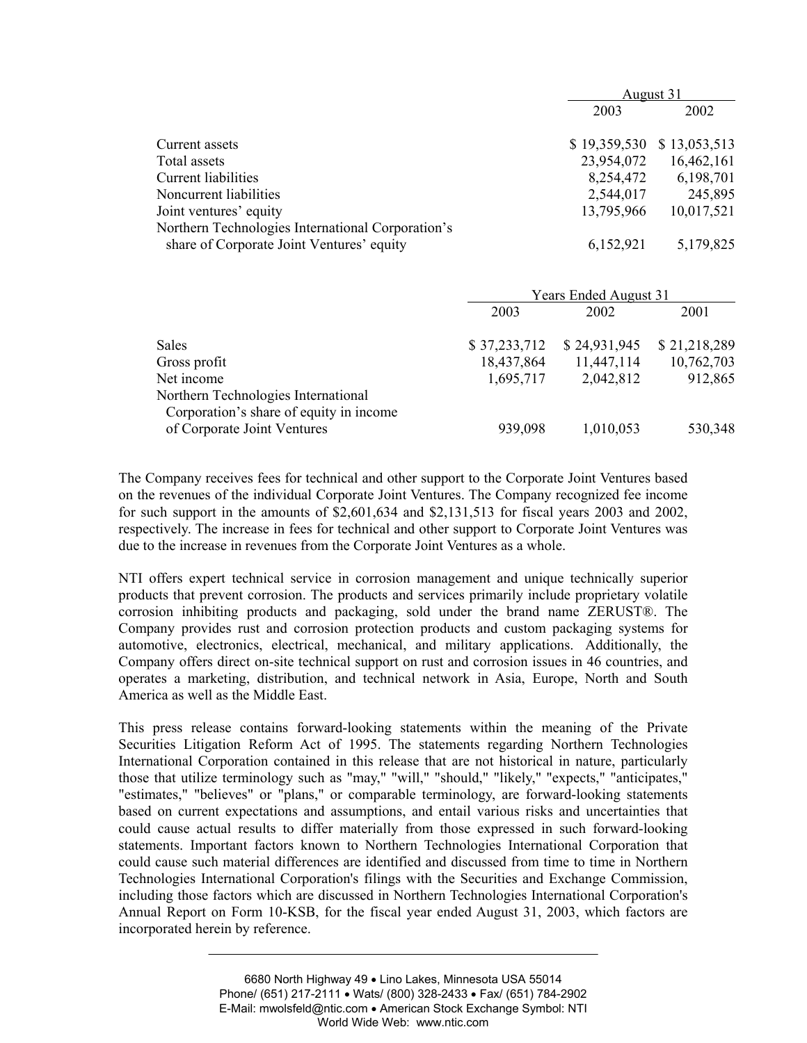| | August 31 | |
|---|---|---|
| | 2003 | 2002 |
| Current assets | $ 19,359,530 | $ 13,053,513 |
| Total assets | 23,954,072 | 16,462,161 |
| Current liabilities | 8,254,472 | 6,198,701 |
| Noncurrent liabilities | 2,544,017 | 245,895 |
| Joint ventures' equity | 13,795,966 | 10,017,521 |
| Northern Technologies International Corporation's share of Corporate Joint Ventures' equity | 6,152,921 | 5,179,825 |

| | Years Ended August 31 | | |
|---|---|---|---|
| | 2003 | 2002 | 2001 |
| Sales | $ 37,233,712 | $ 24,931,945 | $ 21,218,289 |
| Gross profit | 18,437,864 | 11,447,114 | 10,762,703 |
| Net income | 1,695,717 | 2,042,812 | 912,865 |
| Northern Technologies International Corporation's share of equity in income of Corporate Joint Ventures | 939,098 | 1,010,053 | 530,348 |

The Company receives fees for technical and other support to the Corporate Joint Ventures based on the revenues of the individual Corporate Joint Ventures. The Company recognized fee income for such support in the amounts of $2,601,634 and $2,131,513 for fiscal years 2003 and 2002, respectively. The increase in fees for technical and other support to Corporate Joint Ventures was due to the increase in revenues from the Corporate Joint Ventures as a whole.

NTI offers expert technical service in corrosion management and unique technically superior products that prevent corrosion. The products and services primarily include proprietary volatile corrosion inhibiting products and packaging, sold under the brand name ZERUST®. The Company provides rust and corrosion protection products and custom packaging systems for automotive, electronics, electrical, mechanical, and military applications. Additionally, the Company offers direct on-site technical support on rust and corrosion issues in 46 countries, and operates a marketing, distribution, and technical network in Asia, Europe, North and South America as well as the Middle East.

This press release contains forward-looking statements within the meaning of the Private Securities Litigation Reform Act of 1995. The statements regarding Northern Technologies International Corporation contained in this release that are not historical in nature, particularly those that utilize terminology such as "may," "will," "should," "likely," "expects," "anticipates," "estimates," "believes" or "plans," or comparable terminology, are forward-looking statements based on current expectations and assumptions, and entail various risks and uncertainties that could cause actual results to differ materially from those expressed in such forward-looking statements. Important factors known to Northern Technologies International Corporation that could cause such material differences are identified and discussed from time to time in Northern Technologies International Corporation's filings with the Securities and Exchange Commission, including those factors which are discussed in Northern Technologies International Corporation's Annual Report on Form 10-KSB, for the fiscal year ended August 31, 2003, which factors are incorporated herein by reference.

6680 North Highway 49 • Lino Lakes, Minnesota USA 55014
Phone/ (651) 217-2111 • Wats/ (800) 328-2433 • Fax/ (651) 784-2902
E-Mail: mwolsfeld@ntic.com • American Stock Exchange Symbol: NTI
World Wide Web: www.ntic.com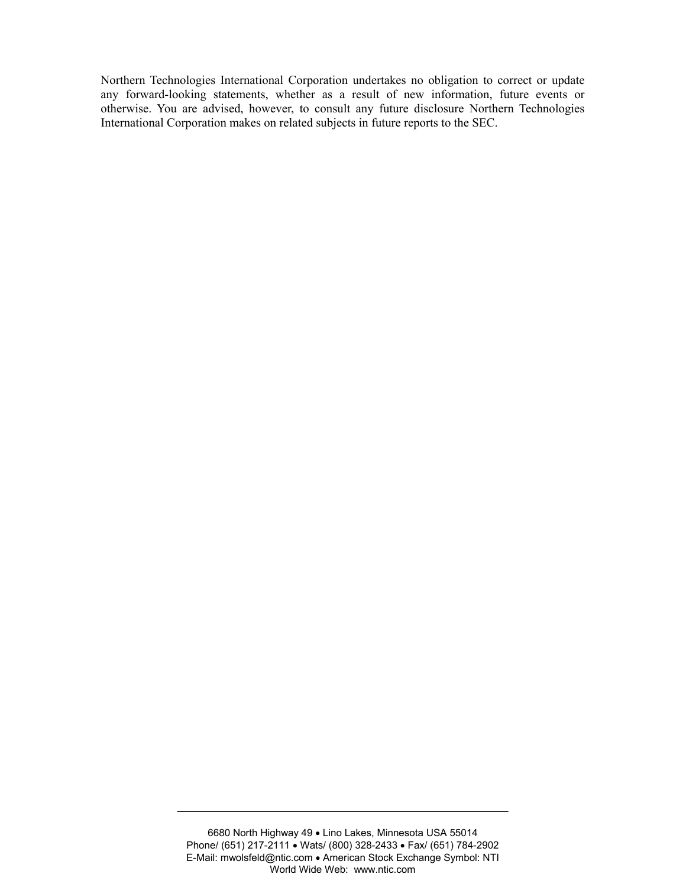Northern Technologies International Corporation undertakes no obligation to correct or update any forward-looking statements, whether as a result of new information, future events or otherwise. You are advised, however, to consult any future disclosure Northern Technologies International Corporation makes on related subjects in future reports to the SEC.

---

6680 North Highway 49 • Lino Lakes, Minnesota USA 55014
Phone/ (651) 217-2111 • Wats/ (800) 328-2433 • Fax/ (651) 784-2902
E-Mail: mwolsfeld@ntic.com • American Stock Exchange Symbol: NTI
World Wide Web: www.ntic.com